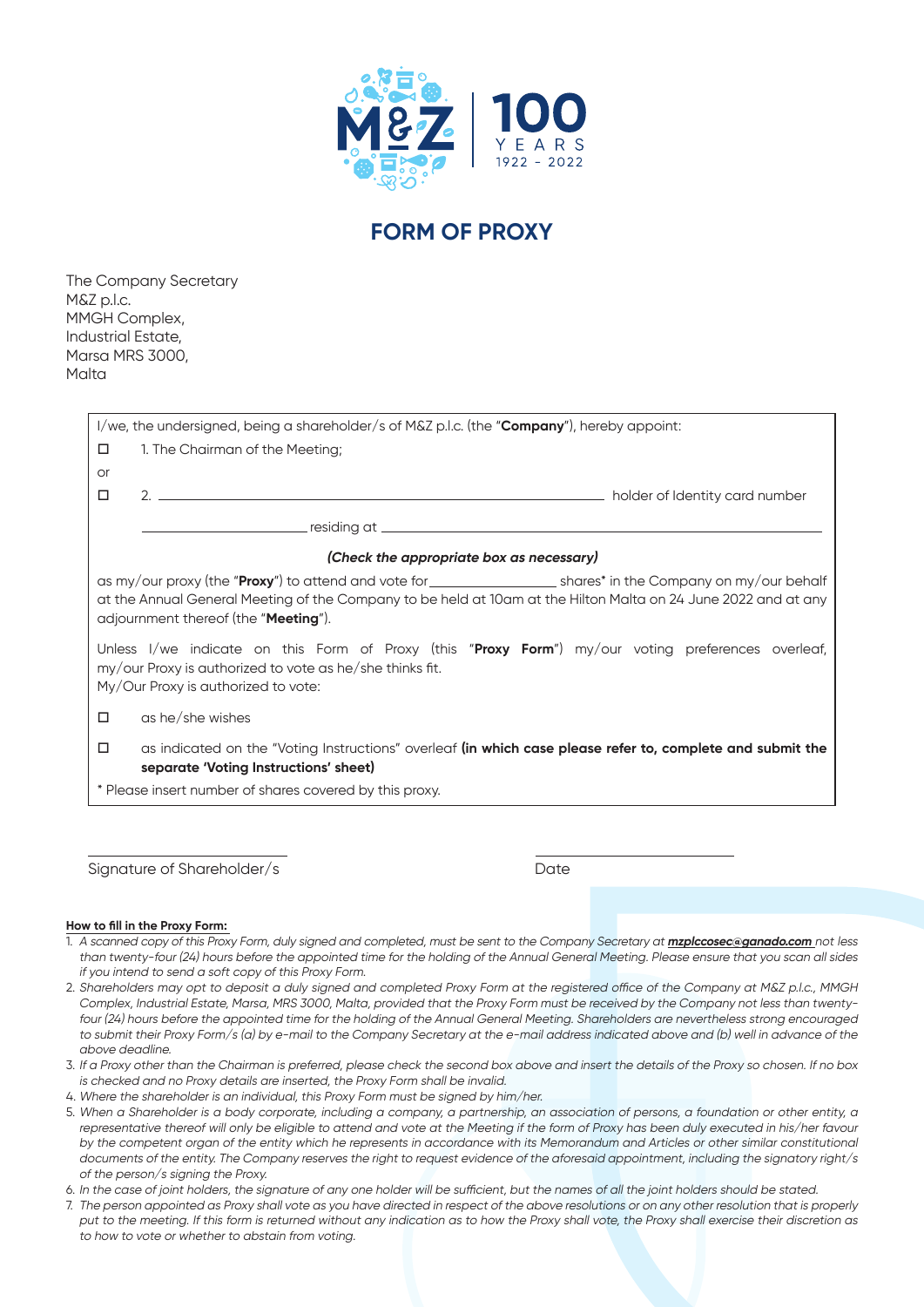M&Z 100 YEARS 1922 - 2022

# FORM OF PROXY

The Company Secretary
M&Z p.l.c.
MMGH Complex,
Industrial Estate,
Marsa MRS 3000,
Malta

I/we, the undersigned, being a shareholder/s of M&Z p.l.c. (the "**Company**"), hereby appoint:

☐ 1. The Chairman of the Meeting;

or

☐ 2. ______________________________ holder of Identity card number ______________ residing at ______________________________

***(Check the appropriate box as necessary)***

as my/our proxy (the "**Proxy**") to attend and vote for ______________ shares* in the Company on my/our behalf at the Annual General Meeting of the Company to be held at 10am at the Hilton Malta on 24 June 2022 and at any adjournment thereof (the "**Meeting**").

Unless I/we indicate on this Form of Proxy (this "**Proxy Form**") my/our voting preferences overleaf, my/our Proxy is authorized to vote as he/she thinks fit.
My/Our Proxy is authorized to vote:

☐ as he/she wishes

☐ as indicated on the "Voting Instructions" overleaf **(in which case please refer to, complete and submit the separate 'Voting Instructions' sheet)**

\* Please insert number of shares covered by this proxy.

______________________
Signature of Shareholder/s

______________________
Date

**How to fill in the Proxy Form:**

1. *A scanned copy of this Proxy Form, duly signed and completed, must be sent to the Company Secretary at* ***mzplccosec@ganado.com*** *not less than twenty-four (24) hours before the appointed time for the holding of the Annual General Meeting. Please ensure that you scan all sides if you intend to send a soft copy of this Proxy Form.*
2. *Shareholders may opt to deposit a duly signed and completed Proxy Form at the registered office of the Company at M&Z p.l.c., MMGH Complex, Industrial Estate, Marsa, MRS 3000, Malta, provided that the Proxy Form must be received by the Company not less than twenty-four (24) hours before the appointed time for the holding of the Annual General Meeting. Shareholders are nevertheless strong encouraged to submit their Proxy Form/s (a) by e-mail to the Company Secretary at the e-mail address indicated above and (b) well in advance of the above deadline.*
3. *If a Proxy other than the Chairman is preferred, please check the second box above and insert the details of the Proxy so chosen. If no box is checked and no Proxy details are inserted, the Proxy Form shall be invalid.*
4. *Where the shareholder is an individual, this Proxy Form must be signed by him/her.*
5. *When a Shareholder is a body corporate, including a company, a partnership, an association of persons, a foundation or other entity, a representative thereof will only be eligible to attend and vote at the Meeting if the form of Proxy has been duly executed in his/her favour by the competent organ of the entity which he represents in accordance with its Memorandum and Articles or other similar constitutional documents of the entity. The Company reserves the right to request evidence of the aforesaid appointment, including the signatory right/s of the person/s signing the Proxy.*
6. *In the case of joint holders, the signature of any one holder will be sufficient, but the names of all the joint holders should be stated.*
7. *The person appointed as Proxy shall vote as you have directed in respect of the above resolutions or on any other resolution that is properly put to the meeting. If this form is returned without any indication as to how the Proxy shall vote, the Proxy shall exercise their discretion as to how to vote or whether to abstain from voting.*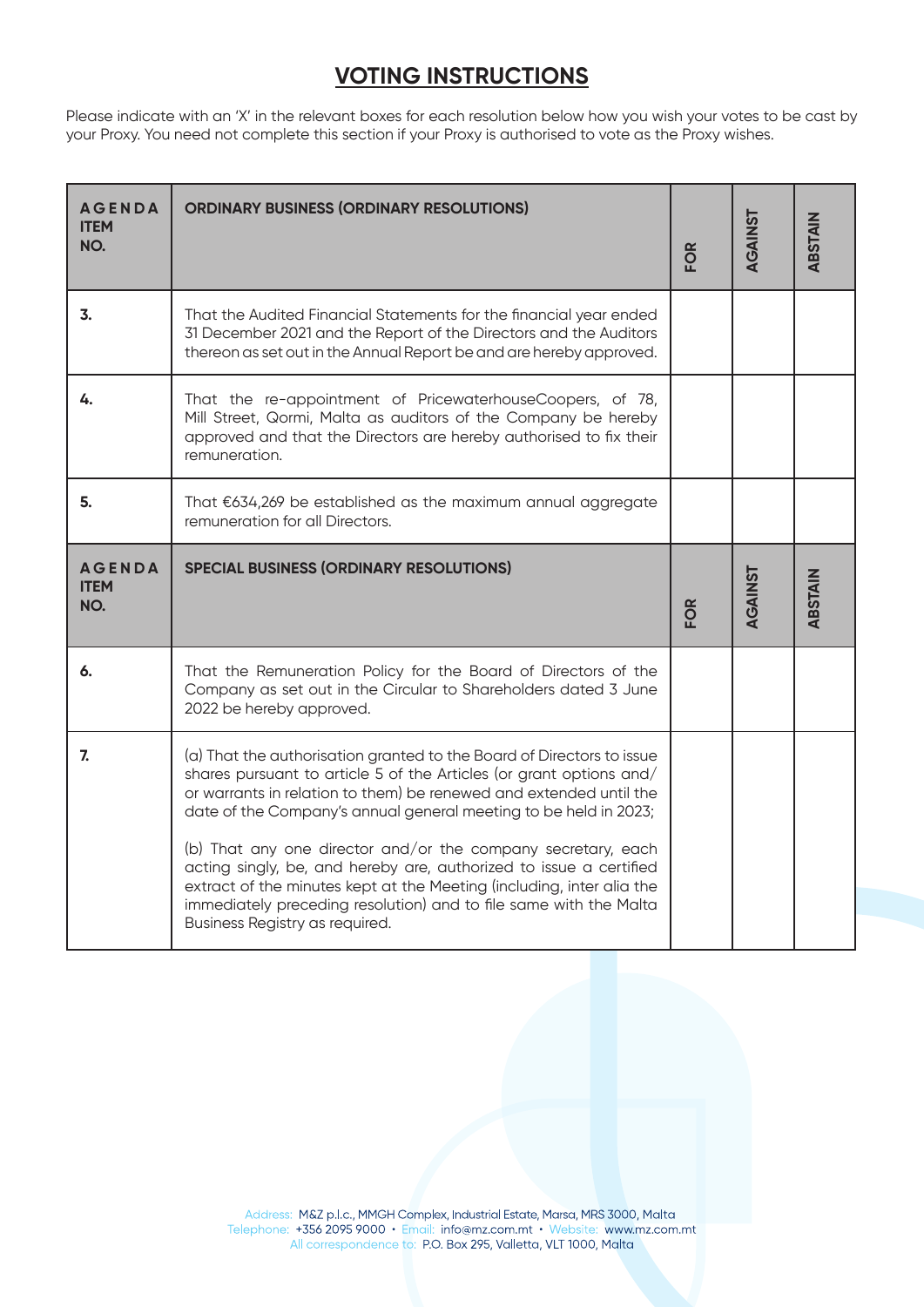## VOTING INSTRUCTIONS

Please indicate with an 'X' in the relevant boxes for each resolution below how you wish your votes to be cast by your Proxy. You need not complete this section if your Proxy is authorised to vote as the Proxy wishes.

| AGENDA ITEM NO. | ORDINARY BUSINESS (ORDINARY RESOLUTIONS) | FOR | AGAINST | ABSTAIN |
|---|---|---|---|---|
| 3. | That the Audited Financial Statements for the financial year ended 31 December 2021 and the Report of the Directors and the Auditors thereon as set out in the Annual Report be and are hereby approved. | | | |
| 4. | That the re-appointment of PricewaterhouseCoopers, of 78, Mill Street, Qormi, Malta as auditors of the Company be hereby approved and that the Directors are hereby authorised to fix their remuneration. | | | |
| 5. | That €634,269 be established as the maximum annual aggregate remuneration for all Directors. | | | |
| **AGENDA ITEM NO.** | **SPECIAL BUSINESS (ORDINARY RESOLUTIONS)** | **FOR** | **AGAINST** | **ABSTAIN** |
| 6. | That the Remuneration Policy for the Board of Directors of the Company as set out in the Circular to Shareholders dated 3 June 2022 be hereby approved. | | | |
| 7. | (a) That the authorisation granted to the Board of Directors to issue shares pursuant to article 5 of the Articles (or grant options and/or warrants in relation to them) be renewed and extended until the date of the Company's annual general meeting to be held in 2023;<br><br>(b) That any one director and/or the company secretary, each acting singly, be, and hereby are, authorized to issue a certified extract of the minutes kept at the Meeting (including, inter alia the immediately preceding resolution) and to file same with the Malta Business Registry as required. | | | |

Address: M&Z p.l.c., MMGH Complex, Industrial Estate, Marsa, MRS 3000, Malta
Telephone: +356 2095 9000 • Email: info@mz.com.mt • Website: www.mz.com.mt
All correspondence to: P.O. Box 295, Valletta, VLT 1000, Malta